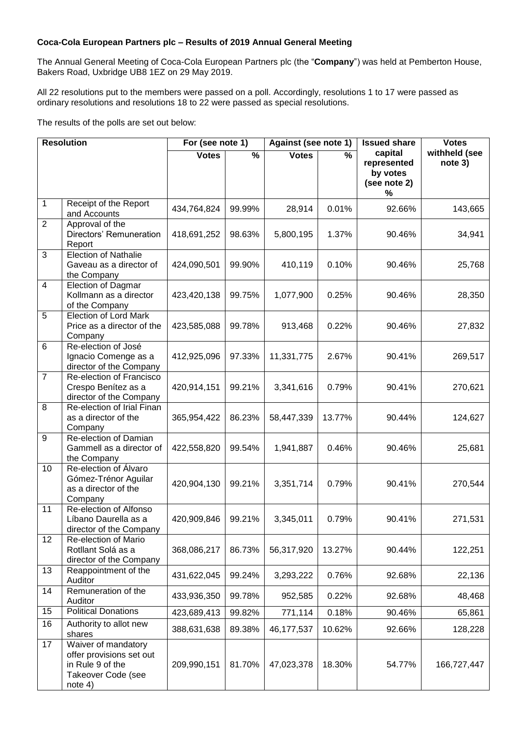**Coca-Cola European Partners plc – Results of 2019 Annual General Meeting**

The Annual General Meeting of Coca-Cola European Partners plc (the "**Company**") was held at Pemberton House, Bakers Road, Uxbridge UB8 1EZ on 29 May 2019.

All 22 resolutions put to the members were passed on a poll. Accordingly, resolutions 1 to 17 were passed as ordinary resolutions and resolutions 18 to 22 were passed as special resolutions.

The results of the polls are set out below:

| Resolution | | For (see note 1) | | Against (see note 1) | | Issued share capital represented by votes (see note 2) % | Votes withheld (see note 3) |
|---|---|---|---|---|---|---|---|
| | | Votes | % | Votes | % | | |
| 1 | Receipt of the Report and Accounts | 434,764,824 | 99.99% | 28,914 | 0.01% | 92.66% | 143,665 |
| 2 | Approval of the Directors' Remuneration Report | 418,691,252 | 98.63% | 5,800,195 | 1.37% | 90.46% | 34,941 |
| 3 | Election of Nathalie Gaveau as a director of the Company | 424,090,501 | 99.90% | 410,119 | 0.10% | 90.46% | 25,768 |
| 4 | Election of Dagmar Kollmann as a director of the Company | 423,420,138 | 99.75% | 1,077,900 | 0.25% | 90.46% | 28,350 |
| 5 | Election of Lord Mark Price as a director of the Company | 423,585,088 | 99.78% | 913,468 | 0.22% | 90.46% | 27,832 |
| 6 | Re-election of José Ignacio Comenge as a director of the Company | 412,925,096 | 97.33% | 11,331,775 | 2.67% | 90.41% | 269,517 |
| 7 | Re-election of Francisco Crespo Benítez as a director of the Company | 420,914,151 | 99.21% | 3,341,616 | 0.79% | 90.41% | 270,621 |
| 8 | Re-election of Irial Finan as a director of the Company | 365,954,422 | 86.23% | 58,447,339 | 13.77% | 90.44% | 124,627 |
| 9 | Re-election of Damian Gammell as a director of the Company | 422,558,820 | 99.54% | 1,941,887 | 0.46% | 90.46% | 25,681 |
| 10 | Re-election of Álvaro Gómez-Trénor Aguilar as a director of the Company | 420,904,130 | 99.21% | 3,351,714 | 0.79% | 90.41% | 270,544 |
| 11 | Re-election of Alfonso Líbano Daurella as a director of the Company | 420,909,846 | 99.21% | 3,345,011 | 0.79% | 90.41% | 271,531 |
| 12 | Re-election of Mario Rotllant Solá as a director of the Company | 368,086,217 | 86.73% | 56,317,920 | 13.27% | 90.44% | 122,251 |
| 13 | Reappointment of the Auditor | 431,622,045 | 99.24% | 3,293,222 | 0.76% | 92.68% | 22,136 |
| 14 | Remuneration of the Auditor | 433,936,350 | 99.78% | 952,585 | 0.22% | 92.68% | 48,468 |
| 15 | Political Donations | 423,689,413 | 99.82% | 771,114 | 0.18% | 90.46% | 65,861 |
| 16 | Authority to allot new shares | 388,631,638 | 89.38% | 46,177,537 | 10.62% | 92.66% | 128,228 |
| 17 | Waiver of mandatory offer provisions set out in Rule 9 of the Takeover Code (see note 4) | 209,990,151 | 81.70% | 47,023,378 | 18.30% | 54.77% | 166,727,447 |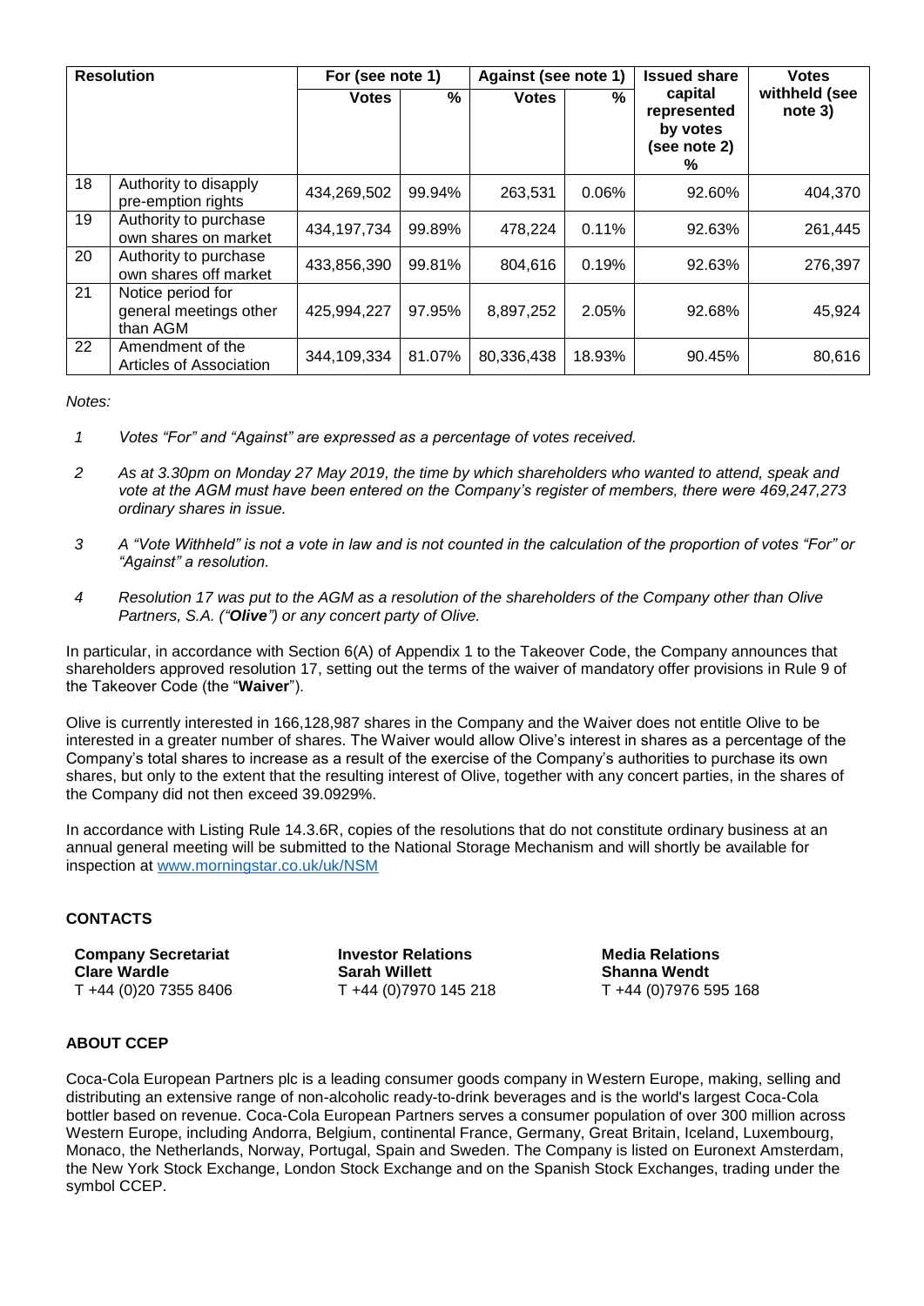| Resolution | | For (see note 1) | | Against (see note 1) | | Issued share capital represented by votes (see note 2) % | Votes withheld (see note 3) |
|---|---|---|---|---|---|---|---|
| | | Votes | % | Votes | % | | |
| 18 | Authority to disapply pre-emption rights | 434,269,502 | 99.94% | 263,531 | 0.06% | 92.60% | 404,370 |
| 19 | Authority to purchase own shares on market | 434,197,734 | 99.89% | 478,224 | 0.11% | 92.63% | 261,445 |
| 20 | Authority to purchase own shares off market | 433,856,390 | 99.81% | 804,616 | 0.19% | 92.63% | 276,397 |
| 21 | Notice period for general meetings other than AGM | 425,994,227 | 97.95% | 8,897,252 | 2.05% | 92.68% | 45,924 |
| 22 | Amendment of the Articles of Association | 344,109,334 | 81.07% | 80,336,438 | 18.93% | 90.45% | 80,616 |

*Notes:*

1. *Votes "For" and "Against" are expressed as a percentage of votes received.*
2. *As at 3.30pm on Monday 27 May 2019, the time by which shareholders who wanted to attend, speak and vote at the AGM must have been entered on the Company's register of members, there were 469,247,273 ordinary shares in issue.*
3. *A "Vote Withheld" is not a vote in law and is not counted in the calculation of the proportion of votes "For" or "Against" a resolution.*
4. *Resolution 17 was put to the AGM as a resolution of the shareholders of the Company other than Olive Partners, S.A. ("**Olive**") or any concert party of Olive.*

In particular, in accordance with Section 6(A) of Appendix 1 to the Takeover Code, the Company announces that shareholders approved resolution 17, setting out the terms of the waiver of mandatory offer provisions in Rule 9 of the Takeover Code (the "**Waiver**").

Olive is currently interested in 166,128,987 shares in the Company and the Waiver does not entitle Olive to be interested in a greater number of shares. The Waiver would allow Olive's interest in shares as a percentage of the Company's total shares to increase as a result of the exercise of the Company's authorities to purchase its own shares, but only to the extent that the resulting interest of Olive, together with any concert parties, in the shares of the Company did not then exceed 39.0929%.

In accordance with Listing Rule 14.3.6R, copies of the resolutions that do not constitute ordinary business at an annual general meeting will be submitted to the National Storage Mechanism and will shortly be available for inspection at www.morningstar.co.uk/uk/NSM

## CONTACTS

**Company Secretariat**
**Clare Wardle**
T +44 (0)20 7355 8406

**Investor Relations**
**Sarah Willett**
T +44 (0)7970 145 218

**Media Relations**
**Shanna Wendt**
T +44 (0)7976 595 168

## ABOUT CCEP

Coca-Cola European Partners plc is a leading consumer goods company in Western Europe, making, selling and distributing an extensive range of non-alcoholic ready-to-drink beverages and is the world's largest Coca-Cola bottler based on revenue. Coca-Cola European Partners serves a consumer population of over 300 million across Western Europe, including Andorra, Belgium, continental France, Germany, Great Britain, Iceland, Luxembourg, Monaco, the Netherlands, Norway, Portugal, Spain and Sweden. The Company is listed on Euronext Amsterdam, the New York Stock Exchange, London Stock Exchange and on the Spanish Stock Exchanges, trading under the symbol CCEP.